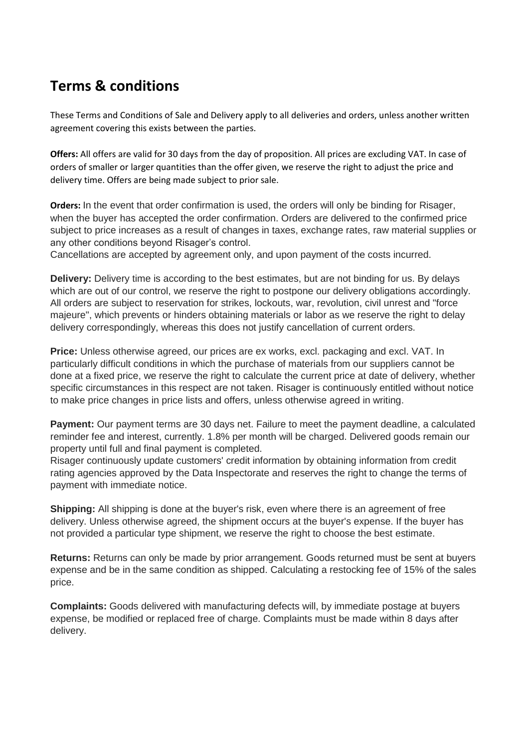# Terms & conditions

These Terms and Conditions of Sale and Delivery apply to all deliveries and orders, unless another written agreement covering this exists between the parties.

**Offers:** All offers are valid for 30 days from the day of proposition. All prices are excluding VAT. In case of orders of smaller or larger quantities than the offer given, we reserve the right to adjust the price and delivery time. Offers are being made subject to prior sale.

**Orders:** In the event that order confirmation is used, the orders will only be binding for Risager, when the buyer has accepted the order confirmation. Orders are delivered to the confirmed price subject to price increases as a result of changes in taxes, exchange rates, raw material supplies or any other conditions beyond Risager's control.
Cancellations are accepted by agreement only, and upon payment of the costs incurred.

**Delivery:** Delivery time is according to the best estimates, but are not binding for us. By delays which are out of our control, we reserve the right to postpone our delivery obligations accordingly. All orders are subject to reservation for strikes, lockouts, war, revolution, civil unrest and "force majeure", which prevents or hinders obtaining materials or labor as we reserve the right to delay delivery correspondingly, whereas this does not justify cancellation of current orders.

**Price:** Unless otherwise agreed, our prices are ex works, excl. packaging and excl. VAT. In particularly difficult conditions in which the purchase of materials from our suppliers cannot be done at a fixed price, we reserve the right to calculate the current price at date of delivery, whether specific circumstances in this respect are not taken. Risager is continuously entitled without notice to make price changes in price lists and offers, unless otherwise agreed in writing.

**Payment:** Our payment terms are 30 days net. Failure to meet the payment deadline, a calculated reminder fee and interest, currently. 1.8% per month will be charged. Delivered goods remain our property until full and final payment is completed.
Risager continuously update customers' credit information by obtaining information from credit rating agencies approved by the Data Inspectorate and reserves the right to change the terms of payment with immediate notice.

**Shipping:** All shipping is done at the buyer's risk, even where there is an agreement of free delivery. Unless otherwise agreed, the shipment occurs at the buyer's expense. If the buyer has not provided a particular type shipment, we reserve the right to choose the best estimate.

**Returns:** Returns can only be made by prior arrangement. Goods returned must be sent at buyers expense and be in the same condition as shipped. Calculating a restocking fee of 15% of the sales price.

**Complaints:** Goods delivered with manufacturing defects will, by immediate postage at buyers expense, be modified or replaced free of charge. Complaints must be made within 8 days after delivery.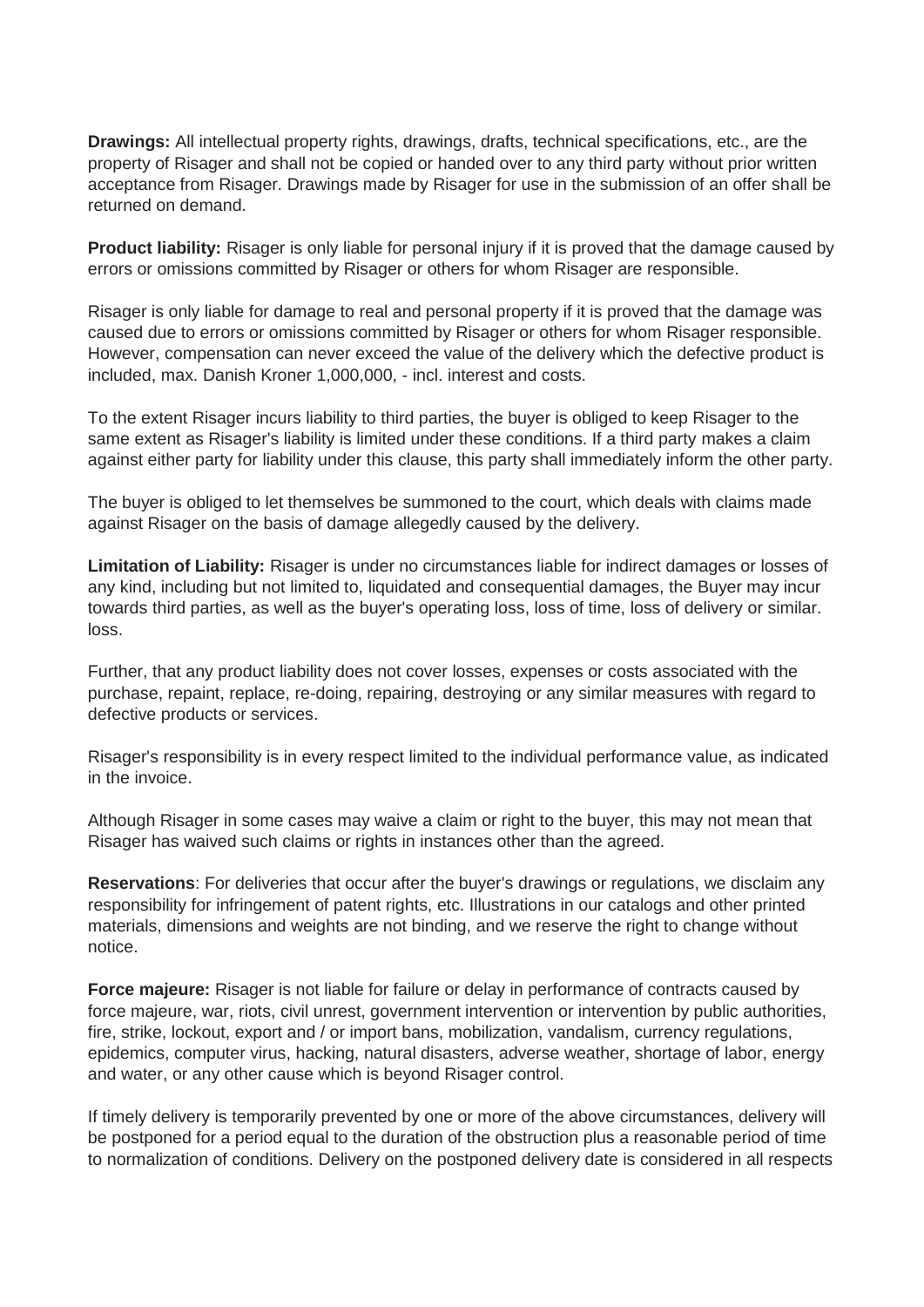**Drawings:** All intellectual property rights, drawings, drafts, technical specifications, etc., are the property of Risager and shall not be copied or handed over to any third party without prior written acceptance from Risager. Drawings made by Risager for use in the submission of an offer shall be returned on demand.

**Product liability:** Risager is only liable for personal injury if it is proved that the damage caused by errors or omissions committed by Risager or others for whom Risager are responsible.

Risager is only liable for damage to real and personal property if it is proved that the damage was caused due to errors or omissions committed by Risager or others for whom Risager responsible. However, compensation can never exceed the value of the delivery which the defective product is included, max. Danish Kroner 1,000,000, - incl. interest and costs.

To the extent Risager incurs liability to third parties, the buyer is obliged to keep Risager to the same extent as Risager's liability is limited under these conditions. If a third party makes a claim against either party for liability under this clause, this party shall immediately inform the other party.

The buyer is obliged to let themselves be summoned to the court, which deals with claims made against Risager on the basis of damage allegedly caused by the delivery.

**Limitation of Liability:** Risager is under no circumstances liable for indirect damages or losses of any kind, including but not limited to, liquidated and consequential damages, the Buyer may incur towards third parties, as well as the buyer's operating loss, loss of time, loss of delivery or similar. loss.

Further, that any product liability does not cover losses, expenses or costs associated with the purchase, repaint, replace, re-doing, repairing, destroying or any similar measures with regard to defective products or services.

Risager's responsibility is in every respect limited to the individual performance value, as indicated in the invoice.

Although Risager in some cases may waive a claim or right to the buyer, this may not mean that Risager has waived such claims or rights in instances other than the agreed.

**Reservations**: For deliveries that occur after the buyer's drawings or regulations, we disclaim any responsibility for infringement of patent rights, etc. Illustrations in our catalogs and other printed materials, dimensions and weights are not binding, and we reserve the right to change without notice.

**Force majeure:** Risager is not liable for failure or delay in performance of contracts caused by force majeure, war, riots, civil unrest, government intervention or intervention by public authorities, fire, strike, lockout, export and / or import bans, mobilization, vandalism, currency regulations, epidemics, computer virus, hacking, natural disasters, adverse weather, shortage of labor, energy and water, or any other cause which is beyond Risager control.

If timely delivery is temporarily prevented by one or more of the above circumstances, delivery will be postponed for a period equal to the duration of the obstruction plus a reasonable period of time to normalization of conditions. Delivery on the postponed delivery date is considered in all respects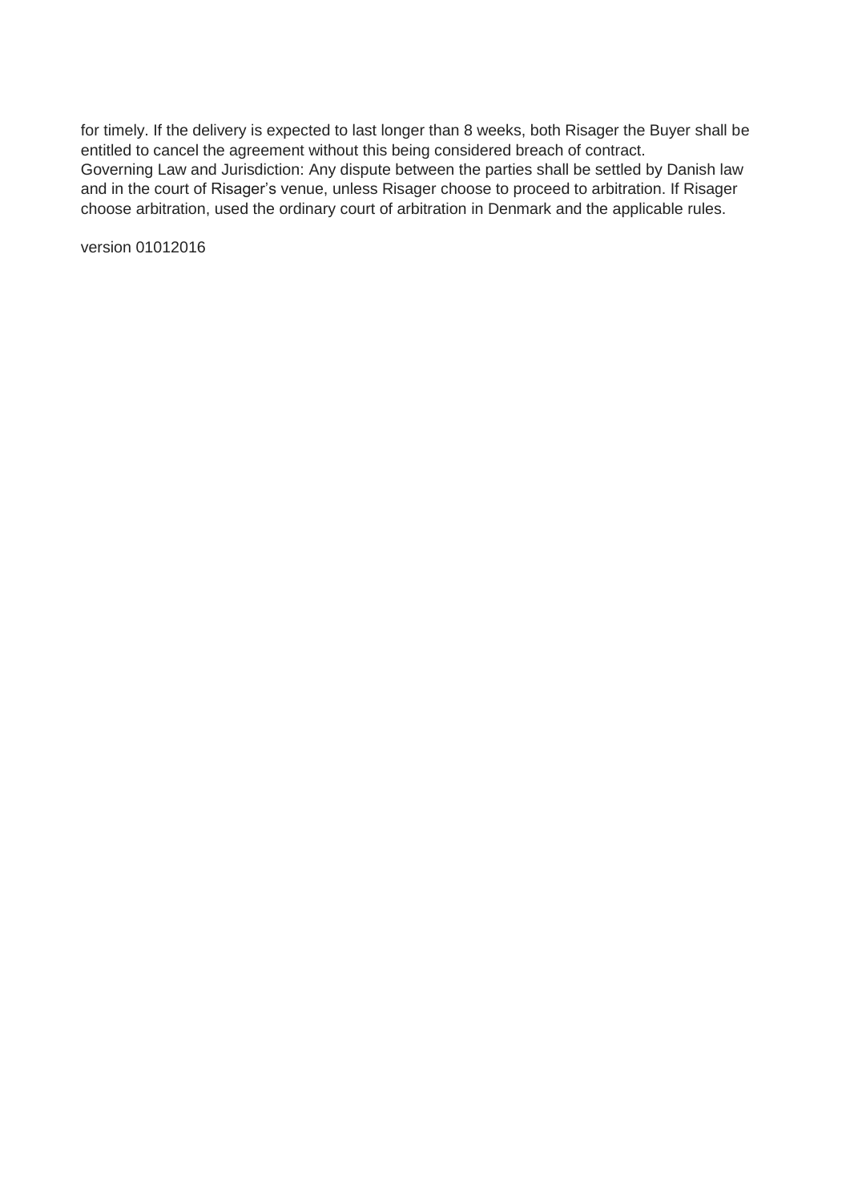for timely. If the delivery is expected to last longer than 8 weeks, both Risager the Buyer shall be entitled to cancel the agreement without this being considered breach of contract.
Governing Law and Jurisdiction: Any dispute between the parties shall be settled by Danish law and in the court of Risager's venue, unless Risager choose to proceed to arbitration. If Risager choose arbitration, used the ordinary court of arbitration in Denmark and the applicable rules.

version 01012016